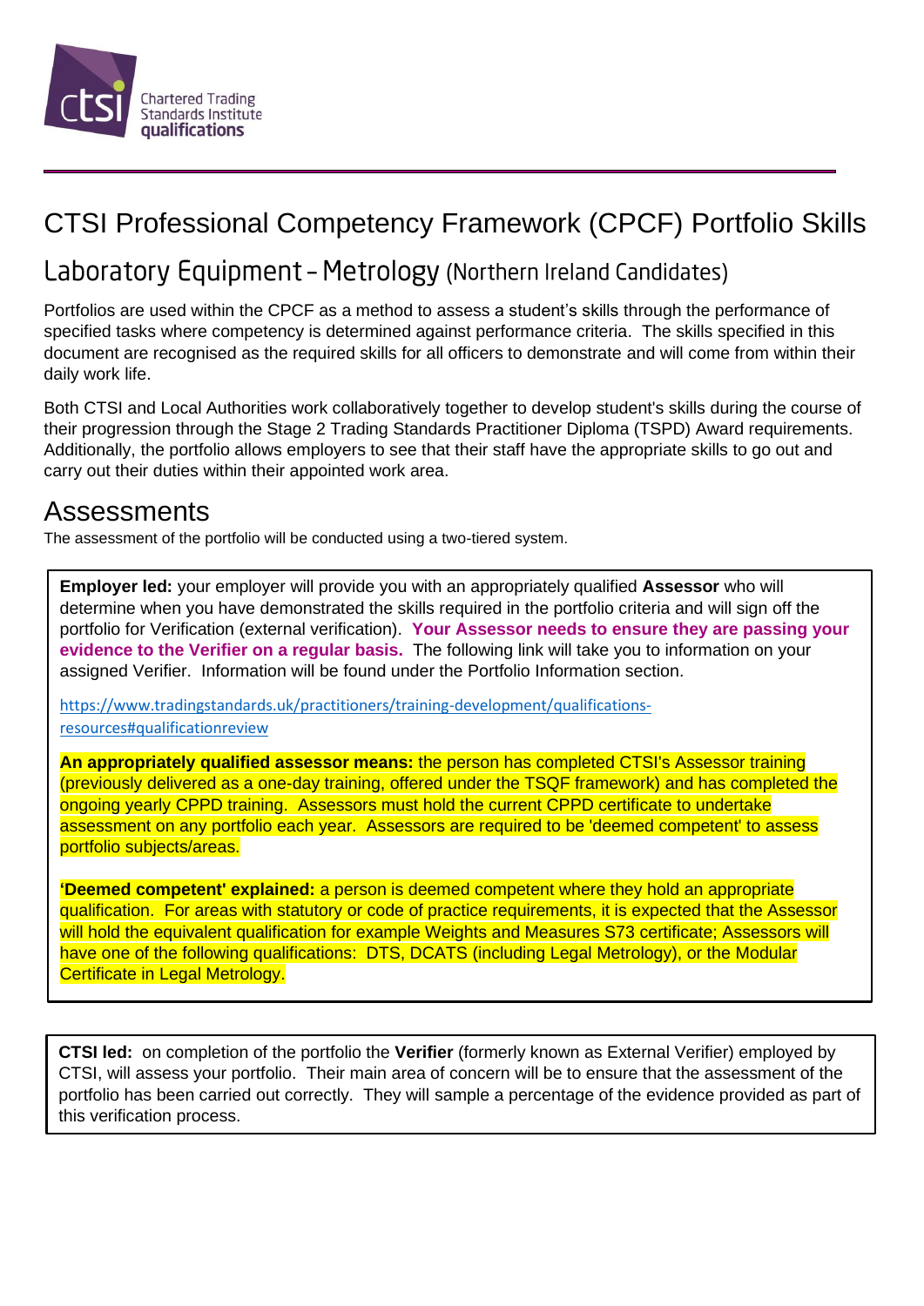# CTSI Professional Competency Framework (CPCF) Portfolio Skills

## Laboratory Equipment – Metrology (Northern Ireland Candidates)

Portfolios are used within the CPCF as a method to assess a student's skills through the performance of specified tasks where competency is determined against performance criteria. The skills specified in this document are recognised as the required skills for all officers to demonstrate and will come from within their daily work life.

Both CTSI and Local Authorities work collaboratively together to develop student's skills during the course of their progression through the Stage 2 Trading Standards Practitioner Diploma (TSPD) Award requirements. Additionally, the portfolio allows employers to see that their staff have the appropriate skills to go out and carry out their duties within their appointed work area.

## Assessments

The assessment of the portfolio will be conducted using a two-tiered system.

**Employer led:** your employer will provide you with an appropriately qualified **Assessor** who will determine when you have demonstrated the skills required in the portfolio criteria and will sign off the portfolio for Verification (external verification). **Your Assessor needs to ensure they are passing your evidence to the Verifier on a regular basis.** The following link will take you to information on your assigned Verifier. Information will be found under the Portfolio Information section.

https://www.tradingstandards.uk/practitioners/training-development/qualifications-resources#qualificationreview

**An appropriately qualified assessor means:** the person has completed CTSI's Assessor training (previously delivered as a one-day training, offered under the TSQF framework) and has completed the ongoing yearly CPPD training. Assessors must hold the current CPPD certificate to undertake assessment on any portfolio each year. Assessors are required to be 'deemed competent' to assess portfolio subjects/areas.

**'Deemed competent' explained:** a person is deemed competent where they hold an appropriate qualification. For areas with statutory or code of practice requirements, it is expected that the Assessor will hold the equivalent qualification for example Weights and Measures S73 certificate; Assessors will have one of the following qualifications: DTS, DCATS (including Legal Metrology), or the Modular Certificate in Legal Metrology.

**CTSI led:** on completion of the portfolio the **Verifier** (formerly known as External Verifier) employed by CTSI, will assess your portfolio. Their main area of concern will be to ensure that the assessment of the portfolio has been carried out correctly. They will sample a percentage of the evidence provided as part of this verification process.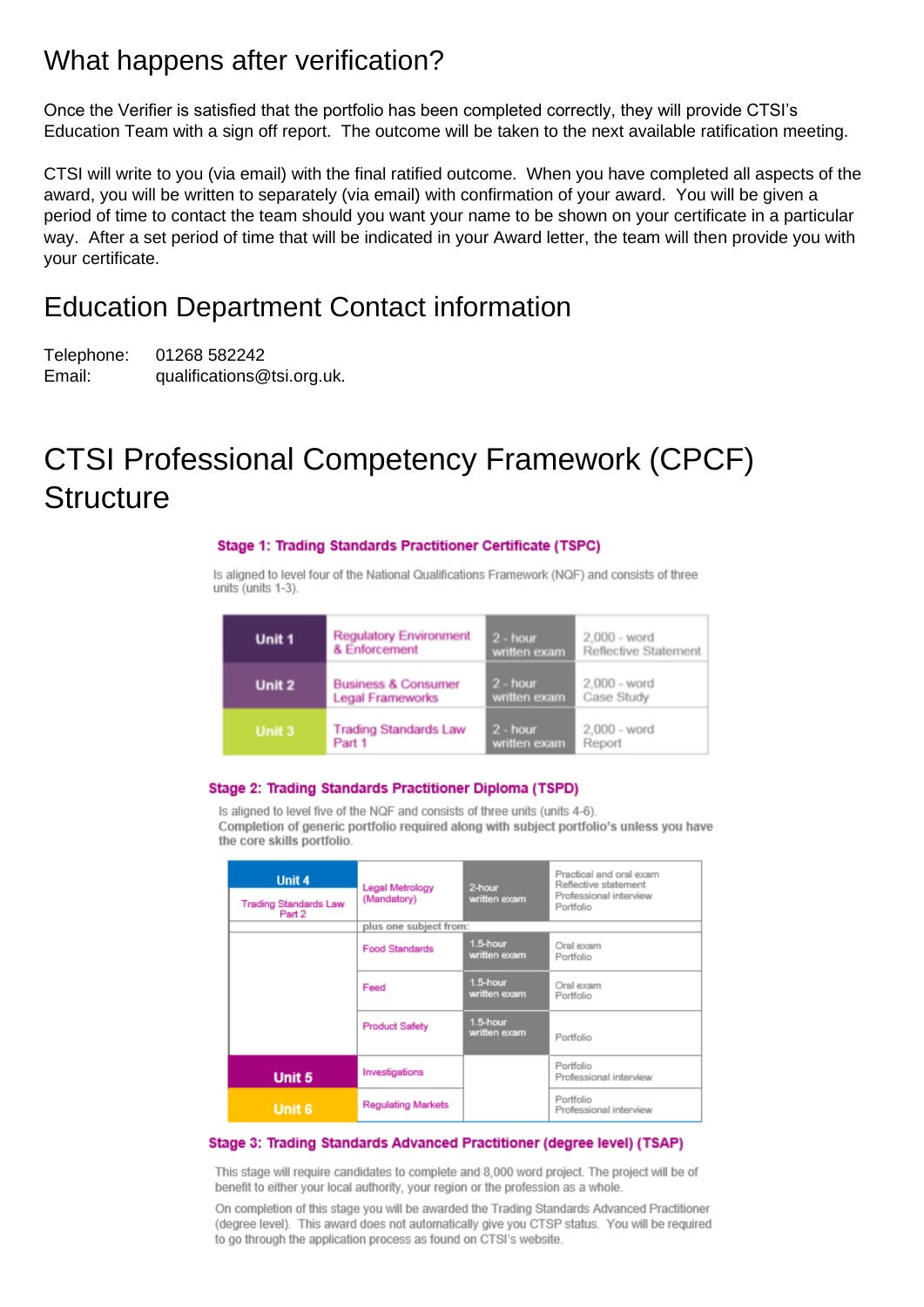## What happens after verification?

Once the Verifier is satisfied that the portfolio has been completed correctly, they will provide CTSI's Education Team with a sign off report. The outcome will be taken to the next available ratification meeting.

CTSI will write to you (via email) with the final ratified outcome. When you have completed all aspects of the award, you will be written to separately (via email) with confirmation of your award. You will be given a period of time to contact the team should you want your name to be shown on your certificate in a particular way. After a set period of time that will be indicated in your Award letter, the team will then provide you with your certificate.

## Education Department Contact information

Telephone: 01268 582242
Email: qualifications@tsi.org.uk.

# CTSI Professional Competency Framework (CPCF) Structure

### Stage 1: Trading Standards Practitioner Certificate (TSPC)

Is aligned to level four of the National Qualifications Framework (NQF) and consists of three units (units 1-3).

| Unit | Title | Exam | Assessment |
|---|---|---|---|
| Unit 1 | Regulatory Environment & Enforcement | 2 - hour written exam | 2,000 - word Reflective Statement |
| Unit 2 | Business & Consumer Legal Frameworks | 2 - hour written exam | 2,000 - word Case Study |
| Unit 3 | Trading Standards Law Part 1 | 2 - hour written exam | 2,000 - word Report |

### Stage 2: Trading Standards Practitioner Diploma (TSPD)

Is aligned to level five of the NQF and consists of three units (units 4-6).
**Completion of generic portfolio required along with subject portfolio's unless you have the core skills portfolio.**

| Unit | Subject | Exam | Assessment |
|---|---|---|---|
| Unit 4 Trading Standards Law Part 2 | Legal Metrology (Mandatory) | 2-hour written exam | Practical and oral exam, Reflective statement, Professional interview, Portfolio |
| | plus one subject from: | | |
| | Food Standards | 1.5-hour written exam | Oral exam, Portfolio |
| | Feed | 1.5-hour written exam | Oral exam, Portfolio |
| | Product Safety | 1.5-hour written exam | Portfolio |
| Unit 5 | Investigations | | Portfolio, Professional interview |
| Unit 6 | Regulating Markets | | Portfolio, Professional interview |

### Stage 3: Trading Standards Advanced Practitioner (degree level) (TSAP)

This stage will require candidates to complete and 8,000 word project. The project will be of benefit to either your local authority, your region or the profession as a whole.

On completion of this stage you will be awarded the Trading Standards Advanced Practitioner (degree level). This award does not automatically give you CTSP status. You will be required to go through the application process as found on CTSI's website.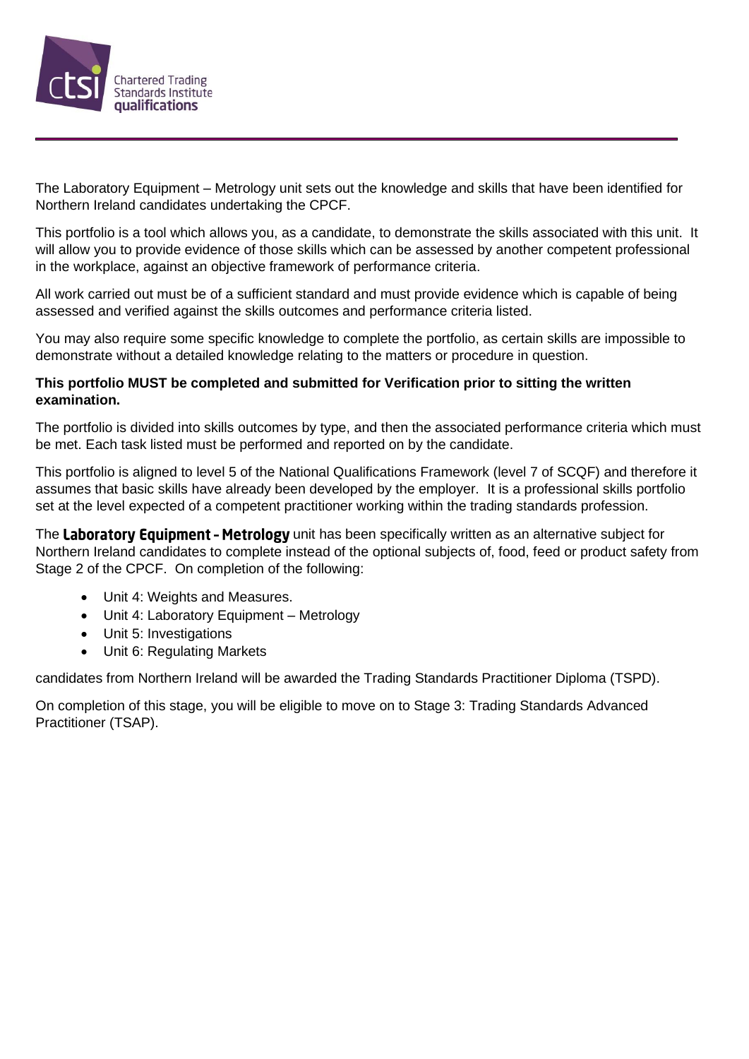The Laboratory Equipment – Metrology unit sets out the knowledge and skills that have been identified for Northern Ireland candidates undertaking the CPCF.

This portfolio is a tool which allows you, as a candidate, to demonstrate the skills associated with this unit. It will allow you to provide evidence of those skills which can be assessed by another competent professional in the workplace, against an objective framework of performance criteria.

All work carried out must be of a sufficient standard and must provide evidence which is capable of being assessed and verified against the skills outcomes and performance criteria listed.

You may also require some specific knowledge to complete the portfolio, as certain skills are impossible to demonstrate without a detailed knowledge relating to the matters or procedure in question.

**This portfolio MUST be completed and submitted for Verification prior to sitting the written examination.**

The portfolio is divided into skills outcomes by type, and then the associated performance criteria which must be met. Each task listed must be performed and reported on by the candidate.

This portfolio is aligned to level 5 of the National Qualifications Framework (level 7 of SCQF) and therefore it assumes that basic skills have already been developed by the employer. It is a professional skills portfolio set at the level expected of a competent practitioner working within the trading standards profession.

The **Laboratory Equipment - Metrology** unit has been specifically written as an alternative subject for Northern Ireland candidates to complete instead of the optional subjects of, food, feed or product safety from Stage 2 of the CPCF. On completion of the following:

- Unit 4: Weights and Measures.
- Unit 4: Laboratory Equipment – Metrology
- Unit 5: Investigations
- Unit 6: Regulating Markets

candidates from Northern Ireland will be awarded the Trading Standards Practitioner Diploma (TSPD).

On completion of this stage, you will be eligible to move on to Stage 3: Trading Standards Advanced Practitioner (TSAP).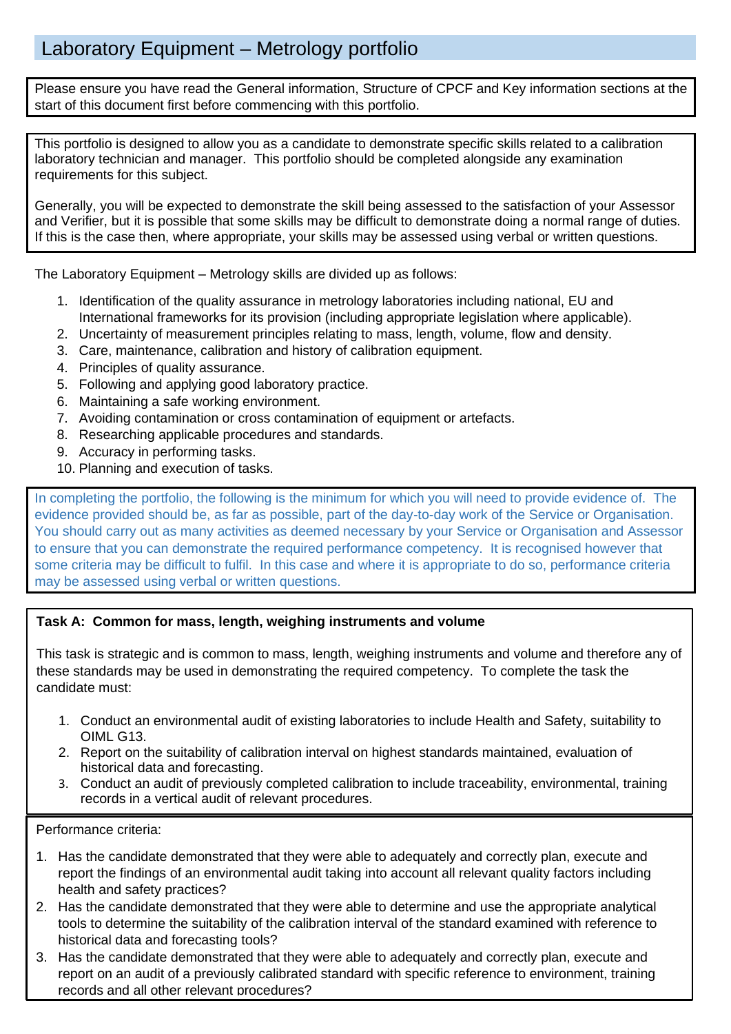# Laboratory Equipment – Metrology portfolio

Please ensure you have read the General information, Structure of CPCF and Key information sections at the start of this document first before commencing with this portfolio.

This portfolio is designed to allow you as a candidate to demonstrate specific skills related to a calibration laboratory technician and manager. This portfolio should be completed alongside any examination requirements for this subject.

Generally, you will be expected to demonstrate the skill being assessed to the satisfaction of your Assessor and Verifier, but it is possible that some skills may be difficult to demonstrate doing a normal range of duties. If this is the case then, where appropriate, your skills may be assessed using verbal or written questions.

The Laboratory Equipment – Metrology skills are divided up as follows:

1. Identification of the quality assurance in metrology laboratories including national, EU and International frameworks for its provision (including appropriate legislation where applicable).
2. Uncertainty of measurement principles relating to mass, length, volume, flow and density.
3. Care, maintenance, calibration and history of calibration equipment.
4. Principles of quality assurance.
5. Following and applying good laboratory practice.
6. Maintaining a safe working environment.
7. Avoiding contamination or cross contamination of equipment or artefacts.
8. Researching applicable procedures and standards.
9. Accuracy in performing tasks.
10. Planning and execution of tasks.

In completing the portfolio, the following is the minimum for which you will need to provide evidence of. The evidence provided should be, as far as possible, part of the day-to-day work of the Service or Organisation. You should carry out as many activities as deemed necessary by your Service or Organisation and Assessor to ensure that you can demonstrate the required performance competency. It is recognised however that some criteria may be difficult to fulfil. In this case and where it is appropriate to do so, performance criteria may be assessed using verbal or written questions.

**Task A: Common for mass, length, weighing instruments and volume**

This task is strategic and is common to mass, length, weighing instruments and volume and therefore any of these standards may be used in demonstrating the required competency. To complete the task the candidate must:

1. Conduct an environmental audit of existing laboratories to include Health and Safety, suitability to OIML G13.
2. Report on the suitability of calibration interval on highest standards maintained, evaluation of historical data and forecasting.
3. Conduct an audit of previously completed calibration to include traceability, environmental, training records in a vertical audit of relevant procedures.

Performance criteria:

1. Has the candidate demonstrated that they were able to adequately and correctly plan, execute and report the findings of an environmental audit taking into account all relevant quality factors including health and safety practices?
2. Has the candidate demonstrated that they were able to determine and use the appropriate analytical tools to determine the suitability of the calibration interval of the standard examined with reference to historical data and forecasting tools?
3. Has the candidate demonstrated that they were able to adequately and correctly plan, execute and report on an audit of a previously calibrated standard with specific reference to environment, training records and all other relevant procedures?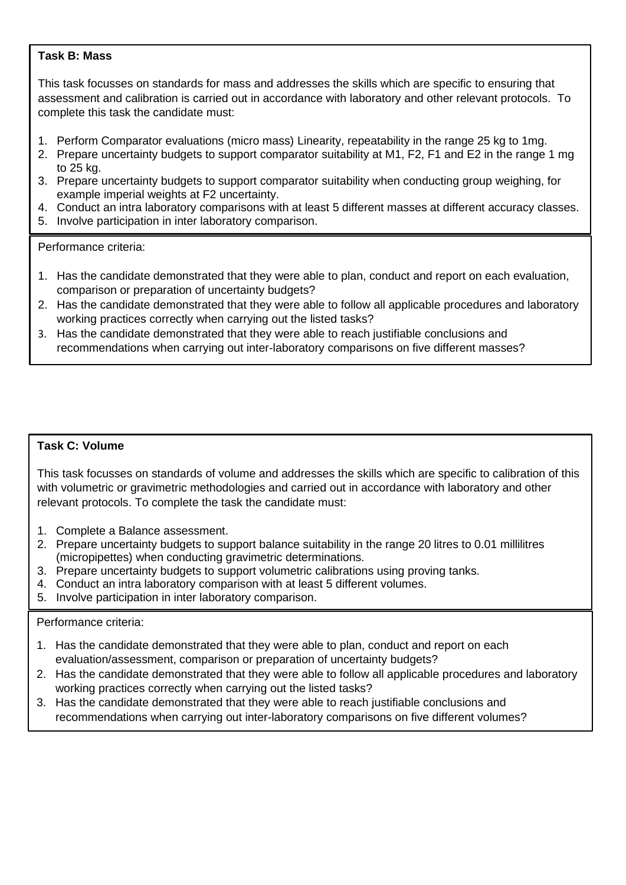**Task B: Mass**

This task focusses on standards for mass and addresses the skills which are specific to ensuring that assessment and calibration is carried out in accordance with laboratory and other relevant protocols. To complete this task the candidate must:

1. Perform Comparator evaluations (micro mass) Linearity, repeatability in the range 25 kg to 1mg.
2. Prepare uncertainty budgets to support comparator suitability at M1, F2, F1 and E2 in the range 1 mg to 25 kg.
3. Prepare uncertainty budgets to support comparator suitability when conducting group weighing, for example imperial weights at F2 uncertainty.
4. Conduct an intra laboratory comparisons with at least 5 different masses at different accuracy classes.
5. Involve participation in inter laboratory comparison.

Performance criteria:

1. Has the candidate demonstrated that they were able to plan, conduct and report on each evaluation, comparison or preparation of uncertainty budgets?
2. Has the candidate demonstrated that they were able to follow all applicable procedures and laboratory working practices correctly when carrying out the listed tasks?
3. Has the candidate demonstrated that they were able to reach justifiable conclusions and recommendations when carrying out inter-laboratory comparisons on five different masses?

**Task C: Volume**

This task focusses on standards of volume and addresses the skills which are specific to calibration of this with volumetric or gravimetric methodologies and carried out in accordance with laboratory and other relevant protocols. To complete the task the candidate must:

1. Complete a Balance assessment.
2. Prepare uncertainty budgets to support balance suitability in the range 20 litres to 0.01 millilitres (micropipettes) when conducting gravimetric determinations.
3. Prepare uncertainty budgets to support volumetric calibrations using proving tanks.
4. Conduct an intra laboratory comparison with at least 5 different volumes.
5. Involve participation in inter laboratory comparison.

Performance criteria:

1. Has the candidate demonstrated that they were able to plan, conduct and report on each evaluation/assessment, comparison or preparation of uncertainty budgets?
2. Has the candidate demonstrated that they were able to follow all applicable procedures and laboratory working practices correctly when carrying out the listed tasks?
3. Has the candidate demonstrated that they were able to reach justifiable conclusions and recommendations when carrying out inter-laboratory comparisons on five different volumes?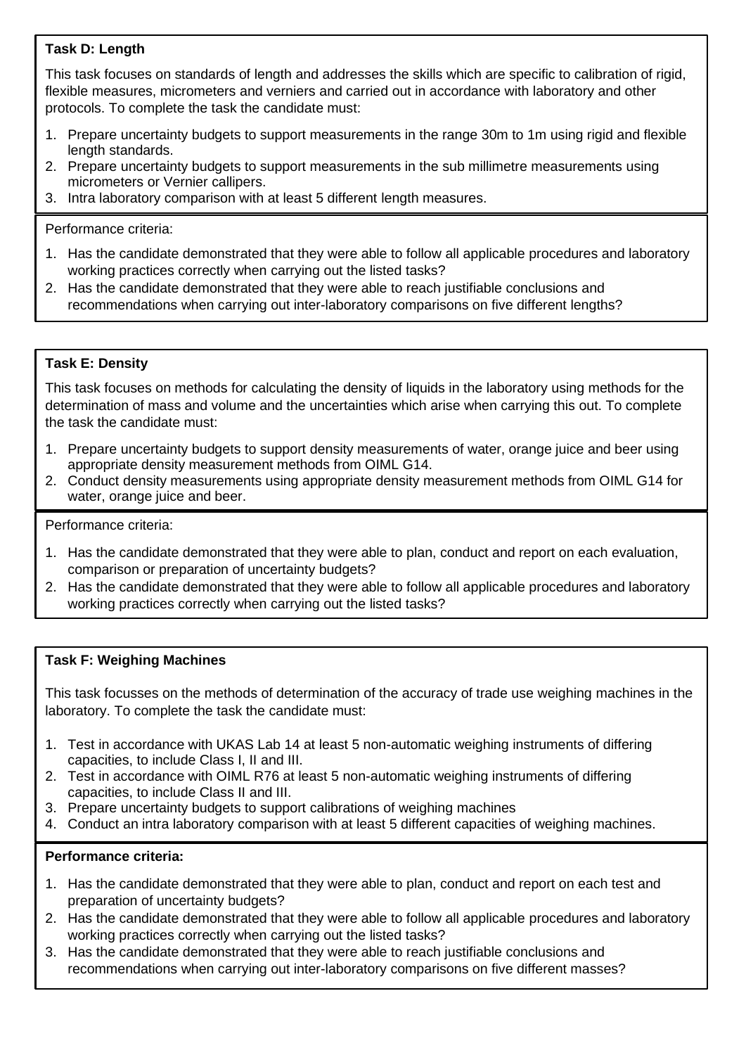**Task D: Length**

This task focuses on standards of length and addresses the skills which are specific to calibration of rigid, flexible measures, micrometers and verniers and carried out in accordance with laboratory and other protocols. To complete the task the candidate must:

1. Prepare uncertainty budgets to support measurements in the range 30m to 1m using rigid and flexible length standards.
2. Prepare uncertainty budgets to support measurements in the sub millimetre measurements using micrometers or Vernier callipers.
3. Intra laboratory comparison with at least 5 different length measures.

Performance criteria:

1. Has the candidate demonstrated that they were able to follow all applicable procedures and laboratory working practices correctly when carrying out the listed tasks?
2. Has the candidate demonstrated that they were able to reach justifiable conclusions and recommendations when carrying out inter-laboratory comparisons on five different lengths?

**Task E: Density**

This task focuses on methods for calculating the density of liquids in the laboratory using methods for the determination of mass and volume and the uncertainties which arise when carrying this out. To complete the task the candidate must:

1. Prepare uncertainty budgets to support density measurements of water, orange juice and beer using appropriate density measurement methods from OIML G14.
2. Conduct density measurements using appropriate density measurement methods from OIML G14 for water, orange juice and beer.

Performance criteria:

1. Has the candidate demonstrated that they were able to plan, conduct and report on each evaluation, comparison or preparation of uncertainty budgets?
2. Has the candidate demonstrated that they were able to follow all applicable procedures and laboratory working practices correctly when carrying out the listed tasks?

**Task F: Weighing Machines**

This task focusses on the methods of determination of the accuracy of trade use weighing machines in the laboratory. To complete the task the candidate must:

1. Test in accordance with UKAS Lab 14 at least 5 non-automatic weighing instruments of differing capacities, to include Class I, II and III.
2. Test in accordance with OIML R76 at least 5 non-automatic weighing instruments of differing capacities, to include Class II and III.
3. Prepare uncertainty budgets to support calibrations of weighing machines
4. Conduct an intra laboratory comparison with at least 5 different capacities of weighing machines.

**Performance criteria:**

1. Has the candidate demonstrated that they were able to plan, conduct and report on each test and preparation of uncertainty budgets?
2. Has the candidate demonstrated that they were able to follow all applicable procedures and laboratory working practices correctly when carrying out the listed tasks?
3. Has the candidate demonstrated that they were able to reach justifiable conclusions and recommendations when carrying out inter-laboratory comparisons on five different masses?